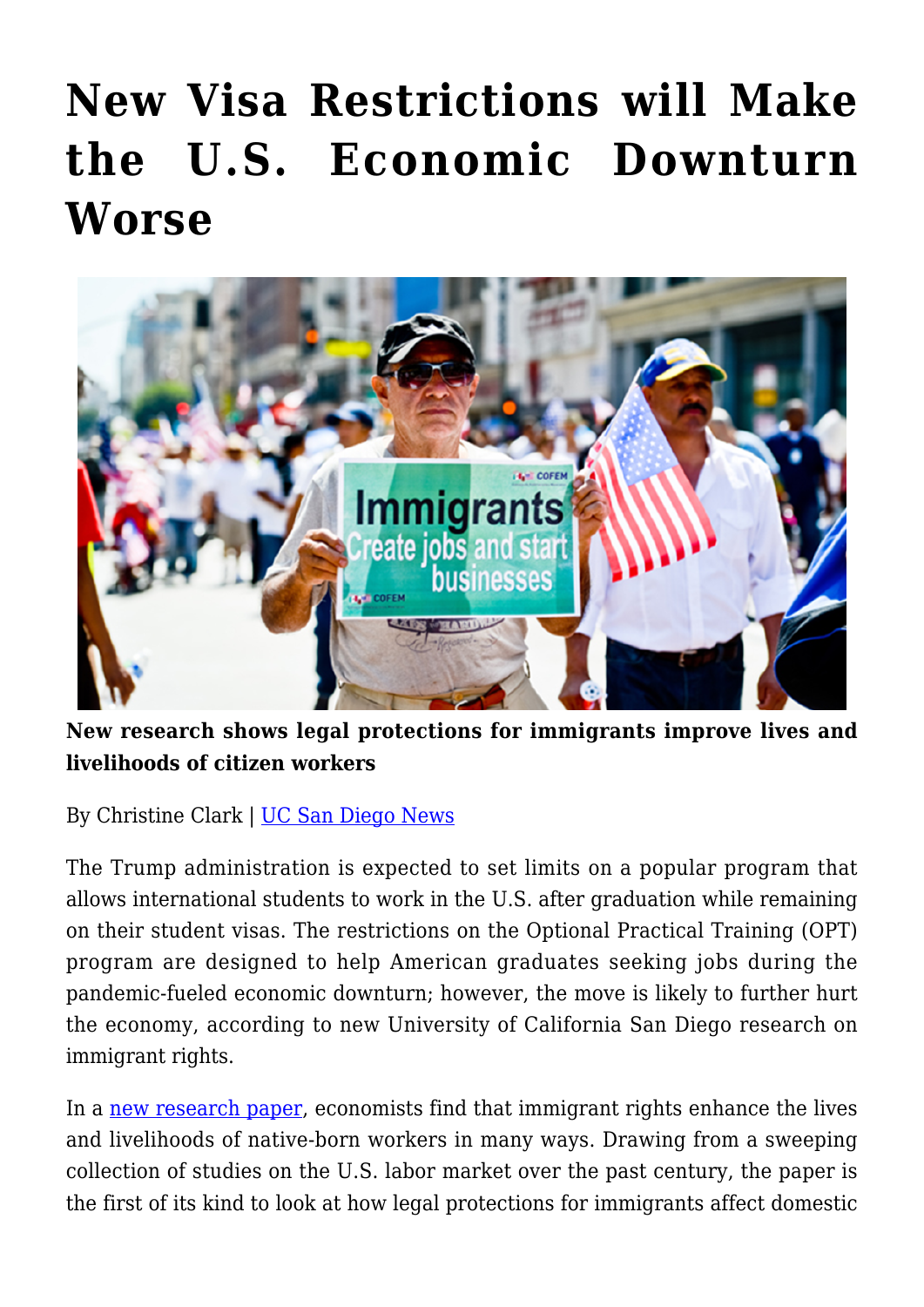# New Visa Restrictions will Make the U.S. Economic Downturn Worse

**New research shows legal protections for immigrants improve lives and livelihoods of citizen workers**

By Christine Clark | UC San Diego News

The Trump administration is expected to set limits on a popular program that allows international students to work in the U.S. after graduation while remaining on their student visas. The restrictions on the Optional Practical Training (OPT) program are designed to help American graduates seeking jobs during the pandemic-fueled economic downturn; however, the move is likely to further hurt the economy, according to new University of California San Diego research on immigrant rights.

In a new research paper, economists find that immigrant rights enhance the lives and livelihoods of native-born workers in many ways. Drawing from a sweeping collection of studies on the U.S. labor market over the past century, the paper is the first of its kind to look at how legal protections for immigrants affect domestic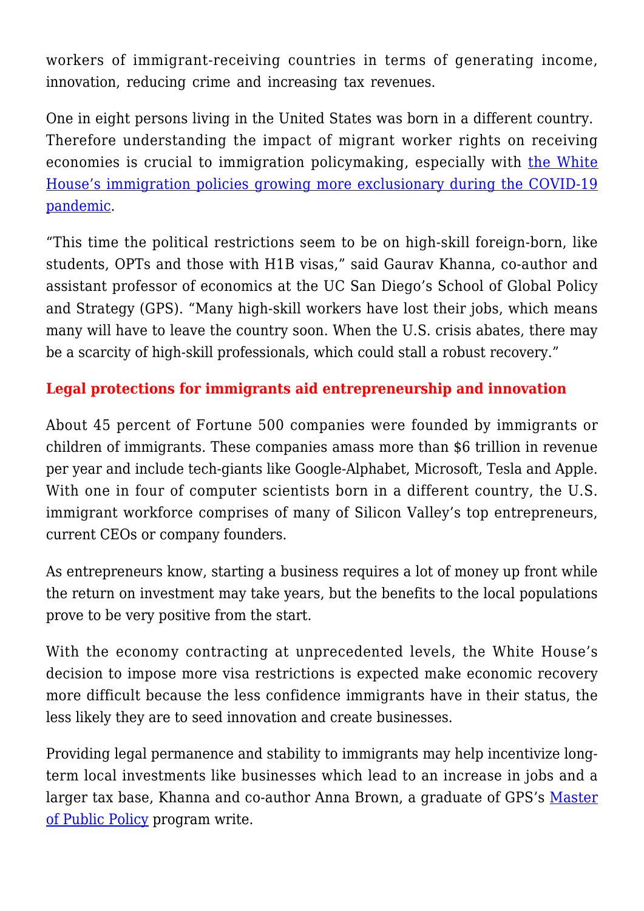workers of immigrant-receiving countries in terms of generating income, innovation, reducing crime and increasing tax revenues.

One in eight persons living in the United States was born in a different country. Therefore understanding the impact of migrant worker rights on receiving economies is crucial to immigration policymaking, especially with [the White House's immigration policies growing more exclusionary during the COVID-19 pandemic](#).

"This time the political restrictions seem to be on high-skill foreign-born, like students, OPTs and those with H1B visas," said Gaurav Khanna, co-author and assistant professor of economics at the UC San Diego's School of Global Policy and Strategy (GPS). "Many high-skill workers have lost their jobs, which means many will have to leave the country soon. When the U.S. crisis abates, there may be a scarcity of high-skill professionals, which could stall a robust recovery."

## Legal protections for immigrants aid entrepreneurship and innovation

About 45 percent of Fortune 500 companies were founded by immigrants or children of immigrants. These companies amass more than $6 trillion in revenue per year and include tech-giants like Google-Alphabet, Microsoft, Tesla and Apple. With one in four of computer scientists born in a different country, the U.S. immigrant workforce comprises of many of Silicon Valley's top entrepreneurs, current CEOs or company founders.

As entrepreneurs know, starting a business requires a lot of money up front while the return on investment may take years, but the benefits to the local populations prove to be very positive from the start.

With the economy contracting at unprecedented levels, the White House's decision to impose more visa restrictions is expected make economic recovery more difficult because the less confidence immigrants have in their status, the less likely they are to seed innovation and create businesses.

Providing legal permanence and stability to immigrants may help incentivize long-term local investments like businesses which lead to an increase in jobs and a larger tax base, Khanna and co-author Anna Brown, a graduate of GPS's [Master of Public Policy](#) program write.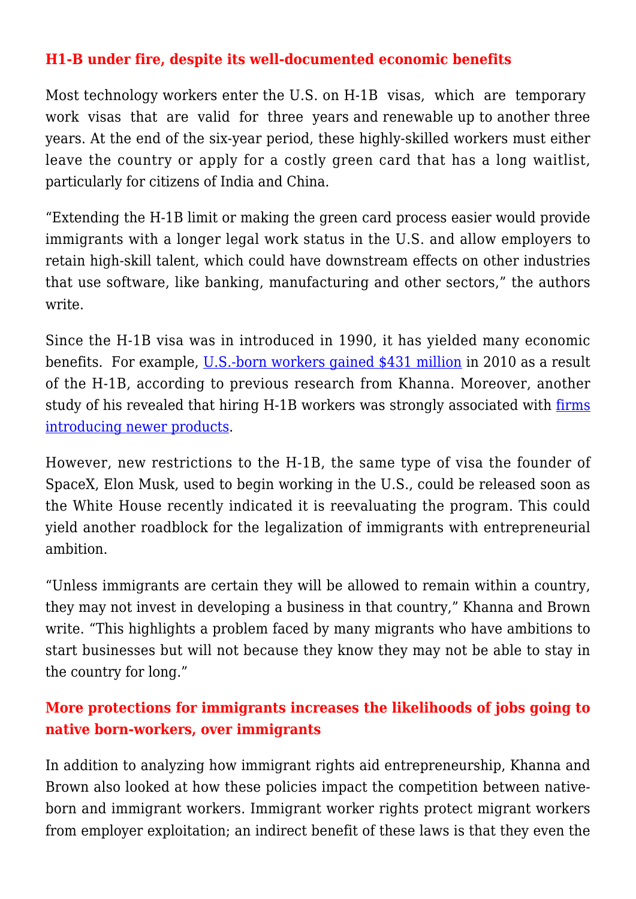## H1-B under fire, despite its well-documented economic benefits

Most technology workers enter the U.S. on H-1B visas, which are temporary work visas that are valid for three years and renewable up to another three years. At the end of the six-year period, these highly-skilled workers must either leave the country or apply for a costly green card that has a long waitlist, particularly for citizens of India and China.

"Extending the H-1B limit or making the green card process easier would provide immigrants with a longer legal work status in the U.S. and allow employers to retain high-skill talent, which could have downstream effects on other industries that use software, like banking, manufacturing and other sectors," the authors write.

Since the H-1B visa was in introduced in 1990, it has yielded many economic benefits. For example, U.S.-born workers gained $431 million in 2010 as a result of the H-1B, according to previous research from Khanna. Moreover, another study of his revealed that hiring H-1B workers was strongly associated with firms introducing newer products.

However, new restrictions to the H-1B, the same type of visa the founder of SpaceX, Elon Musk, used to begin working in the U.S., could be released soon as the White House recently indicated it is reevaluating the program. This could yield another roadblock for the legalization of immigrants with entrepreneurial ambition.

"Unless immigrants are certain they will be allowed to remain within a country, they may not invest in developing a business in that country," Khanna and Brown write. "This highlights a problem faced by many migrants who have ambitions to start businesses but will not because they know they may not be able to stay in the country for long."

## More protections for immigrants increases the likelihoods of jobs going to native born-workers, over immigrants

In addition to analyzing how immigrant rights aid entrepreneurship, Khanna and Brown also looked at how these policies impact the competition between native-born and immigrant workers. Immigrant worker rights protect migrant workers from employer exploitation; an indirect benefit of these laws is that they even the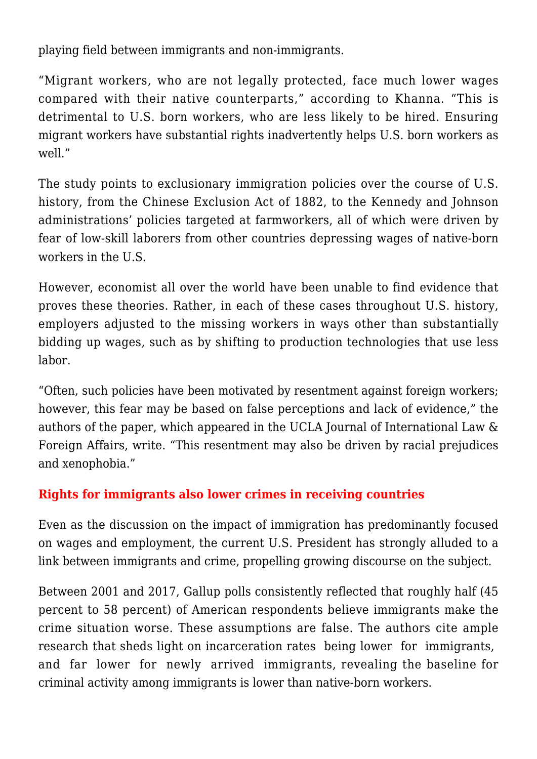playing field between immigrants and non-immigrants.

"Migrant workers, who are not legally protected, face much lower wages compared with their native counterparts," according to Khanna. "This is detrimental to U.S. born workers, who are less likely to be hired. Ensuring migrant workers have substantial rights inadvertently helps U.S. born workers as well."

The study points to exclusionary immigration policies over the course of U.S. history, from the Chinese Exclusion Act of 1882, to the Kennedy and Johnson administrations' policies targeted at farmworkers, all of which were driven by fear of low-skill laborers from other countries depressing wages of native-born workers in the U.S.

However, economist all over the world have been unable to find evidence that proves these theories. Rather, in each of these cases throughout U.S. history, employers adjusted to the missing workers in ways other than substantially bidding up wages, such as by shifting to production technologies that use less labor.

"Often, such policies have been motivated by resentment against foreign workers; however, this fear may be based on false perceptions and lack of evidence," the authors of the paper, which appeared in the UCLA Journal of International Law & Foreign Affairs, write. "This resentment may also be driven by racial prejudices and xenophobia."

**Rights for immigrants also lower crimes in receiving countries**

Even as the discussion on the impact of immigration has predominantly focused on wages and employment, the current U.S. President has strongly alluded to a link between immigrants and crime, propelling growing discourse on the subject.

Between 2001 and 2017, Gallup polls consistently reflected that roughly half (45 percent to 58 percent) of American respondents believe immigrants make the crime situation worse. These assumptions are false. The authors cite ample research that sheds light on incarceration rates being lower for immigrants, and far lower for newly arrived immigrants, revealing the baseline for criminal activity among immigrants is lower than native-born workers.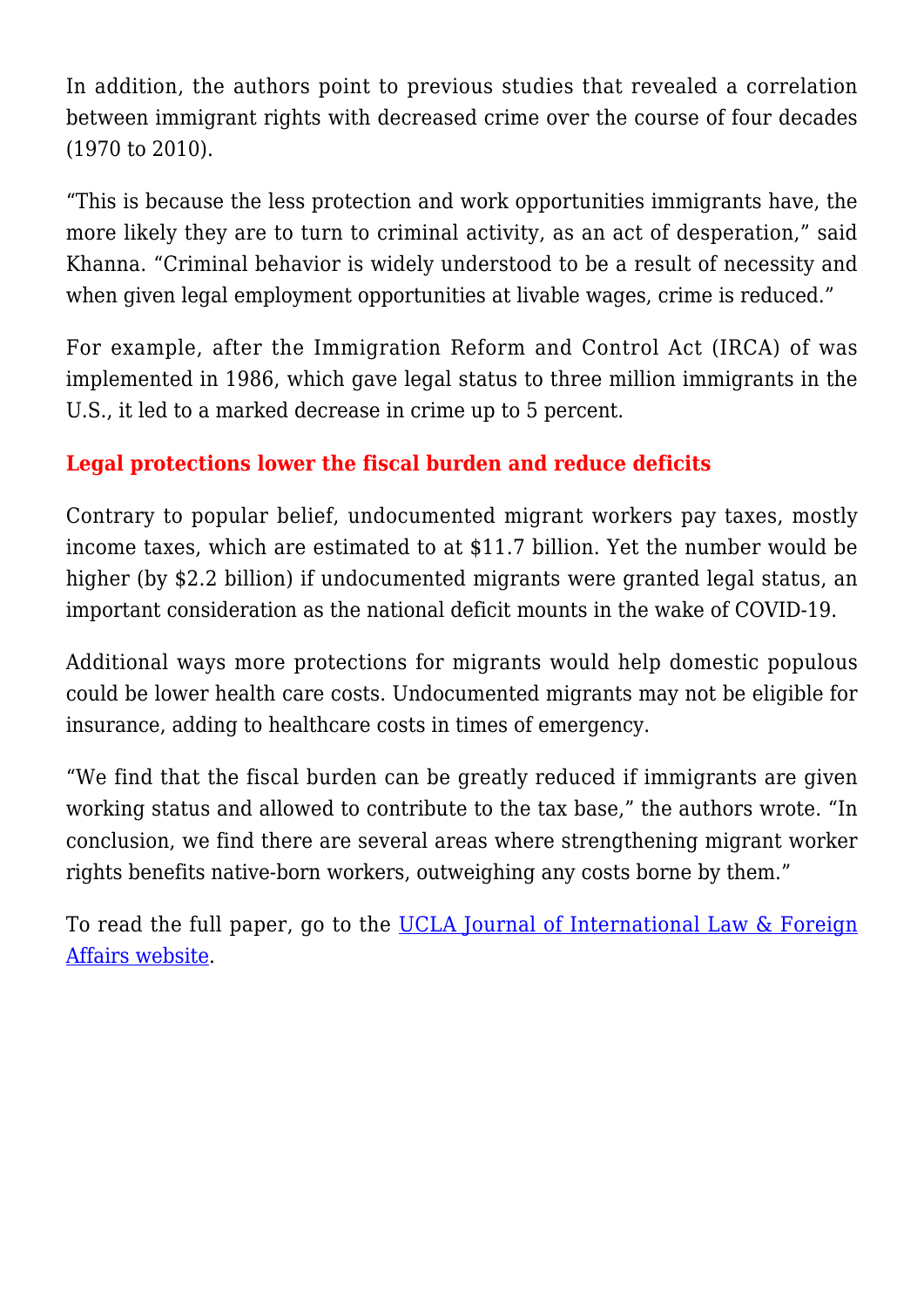In addition, the authors point to previous studies that revealed a correlation between immigrant rights with decreased crime over the course of four decades (1970 to 2010).

"This is because the less protection and work opportunities immigrants have, the more likely they are to turn to criminal activity, as an act of desperation," said Khanna. "Criminal behavior is widely understood to be a result of necessity and when given legal employment opportunities at livable wages, crime is reduced."

For example, after the Immigration Reform and Control Act (IRCA) of was implemented in 1986, which gave legal status to three million immigrants in the U.S., it led to a marked decrease in crime up to 5 percent.

**Legal protections lower the fiscal burden and reduce deficits**

Contrary to popular belief, undocumented migrant workers pay taxes, mostly income taxes, which are estimated to at $11.7 billion. Yet the number would be higher (by $2.2 billion) if undocumented migrants were granted legal status, an important consideration as the national deficit mounts in the wake of COVID-19.

Additional ways more protections for migrants would help domestic populous could be lower health care costs. Undocumented migrants may not be eligible for insurance, adding to healthcare costs in times of emergency.

"We find that the fiscal burden can be greatly reduced if immigrants are given working status and allowed to contribute to the tax base," the authors wrote. "In conclusion, we find there are several areas where strengthening migrant worker rights benefits native-born workers, outweighing any costs borne by them."

To read the full paper, go to the [UCLA Journal of International Law & Foreign Affairs website](#).